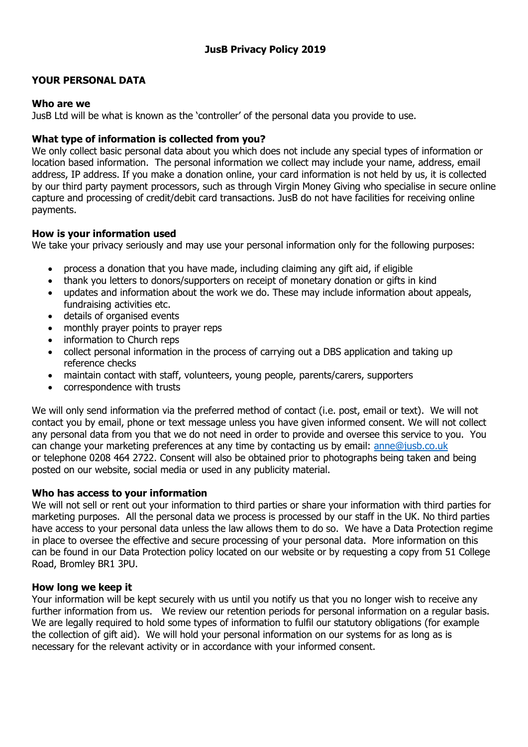# JusB Privacy Policy 2019

## YOUR PERSONAL DATA

### Who are we

JusB Ltd will be what is known as the 'controller' of the personal data you provide to use.

### What type of information is collected from you?

We only collect basic personal data about you which does not include any special types of information or location based information. The personal information we collect may include your name, address, email address, IP address. If you make a donation online, your card information is not held by us, it is collected by our third party payment processors, such as through Virgin Money Giving who specialise in secure online capture and processing of credit/debit card transactions. JusB do not have facilities for receiving online payments.

### How is your information used

We take your privacy seriously and may use your personal information only for the following purposes:

- process a donation that you have made, including claiming any gift aid, if eligible
- thank you letters to donors/supporters on receipt of monetary donation or gifts in kind
- updates and information about the work we do. These may include information about appeals, fundraising activities etc.
- details of organised events
- monthly prayer points to prayer reps
- information to Church reps
- collect personal information in the process of carrying out a DBS application and taking up reference checks
- maintain contact with staff, volunteers, young people, parents/carers, supporters
- correspondence with trusts

We will only send information via the preferred method of contact (i.e. post, email or text). We will not contact you by email, phone or text message unless you have given informed consent. We will not collect any personal data from you that we do not need in order to provide and oversee this service to you. You can change your marketing preferences at any time by contacting us by email: [anne@jusb.co.uk](mailto:anne@jusb.co.uk) or telephone 0208 464 2722. Consent will also be obtained prior to photographs being taken and being posted on our website, social media or used in any publicity material.

### Who has access to your information

We will not sell or rent out your information to third parties or share your information with third parties for marketing purposes. All the personal data we process is processed by our staff in the UK. No third parties have access to your personal data unless the law allows them to do so. We have a Data Protection regime in place to oversee the effective and secure processing of your personal data. More information on this can be found in our Data Protection policy located on our website or by requesting a copy from 51 College Road, Bromley BR1 3PU.

### How long we keep it

Your information will be kept securely with us until you notify us that you no longer wish to receive any further information from us. We review our retention periods for personal information on a regular basis. We are legally required to hold some types of information to fulfil our statutory obligations (for example the collection of gift aid). We will hold your personal information on our systems for as long as is necessary for the relevant activity or in accordance with your informed consent.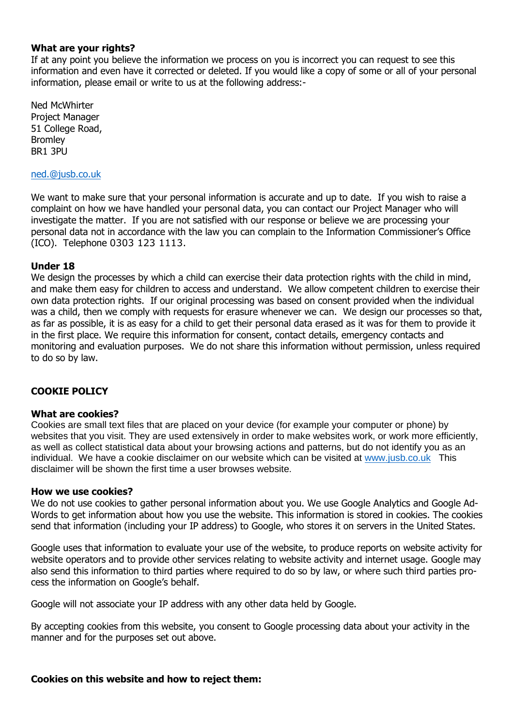**What are your rights?**
If at any point you believe the information we process on you is incorrect you can request to see this information and even have it corrected or deleted. If you would like a copy of some or all of your personal information, please email or write to us at the following address:-

Ned McWhirter
Project Manager
51 College Road,
Bromley
BR1 3PU

ned.@jusb.co.uk

We want to make sure that your personal information is accurate and up to date. If you wish to raise a complaint on how we have handled your personal data, you can contact our Project Manager who will investigate the matter. If you are not satisfied with our response or believe we are processing your personal data not in accordance with the law you can complain to the Information Commissioner's Office (ICO). Telephone 0303 123 1113.

**Under 18**
We design the processes by which a child can exercise their data protection rights with the child in mind, and make them easy for children to access and understand. We allow competent children to exercise their own data protection rights. If our original processing was based on consent provided when the individual was a child, then we comply with requests for erasure whenever we can. We design our processes so that, as far as possible, it is as easy for a child to get their personal data erased as it was for them to provide it in the first place. We require this information for consent, contact details, emergency contacts and monitoring and evaluation purposes. We do not share this information without permission, unless required to do so by law.

## COOKIE POLICY

**What are cookies?**
Cookies are small text files that are placed on your device (for example your computer or phone) by websites that you visit. They are used extensively in order to make websites work, or work more efficiently, as well as collect statistical data about your browsing actions and patterns, but do not identify you as an individual. We have a cookie disclaimer on our website which can be visited at www.jusb.co.uk This disclaimer will be shown the first time a user browses website.

**How we use cookies?**
We do not use cookies to gather personal information about you. We use Google Analytics and Google Ad-Words to get information about how you use the website. This information is stored in cookies. The cookies send that information (including your IP address) to Google, who stores it on servers in the United States.

Google uses that information to evaluate your use of the website, to produce reports on website activity for website operators and to provide other services relating to website activity and internet usage. Google may also send this information to third parties where required to do so by law, or where such third parties process the information on Google's behalf.

Google will not associate your IP address with any other data held by Google.

By accepting cookies from this website, you consent to Google processing data about your activity in the manner and for the purposes set out above.

**Cookies on this website and how to reject them:**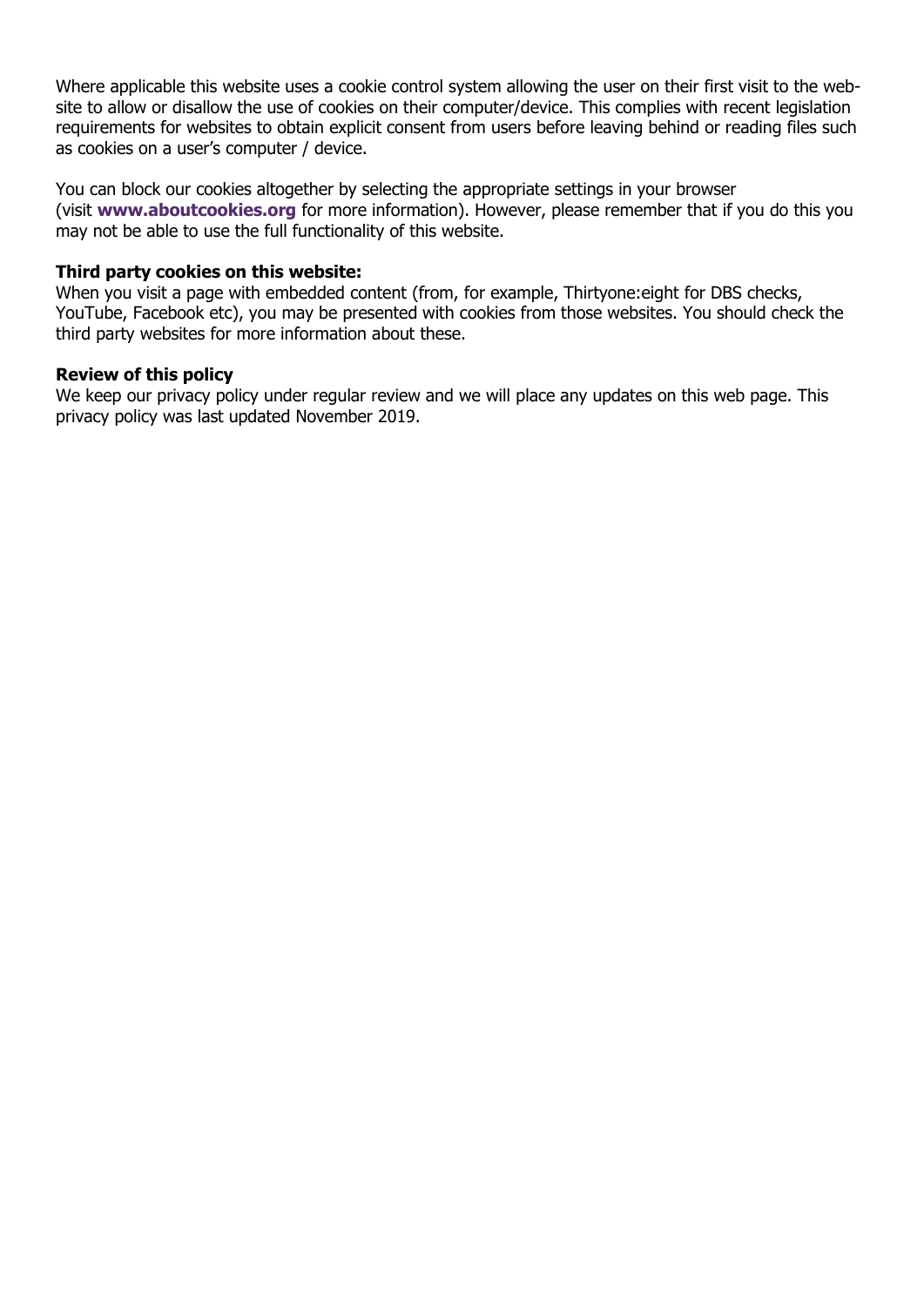Where applicable this website uses a cookie control system allowing the user on their first visit to the website to allow or disallow the use of cookies on their computer/device. This complies with recent legislation requirements for websites to obtain explicit consent from users before leaving behind or reading files such as cookies on a user's computer / device.

You can block our cookies altogether by selecting the appropriate settings in your browser (visit **www.aboutcookies.org** for more information). However, please remember that if you do this you may not be able to use the full functionality of this website.

**Third party cookies on this website:**
When you visit a page with embedded content (from, for example, Thirtyone:eight for DBS checks, YouTube, Facebook etc), you may be presented with cookies from those websites. You should check the third party websites for more information about these.

**Review of this policy**
We keep our privacy policy under regular review and we will place any updates on this web page. This privacy policy was last updated November 2019.